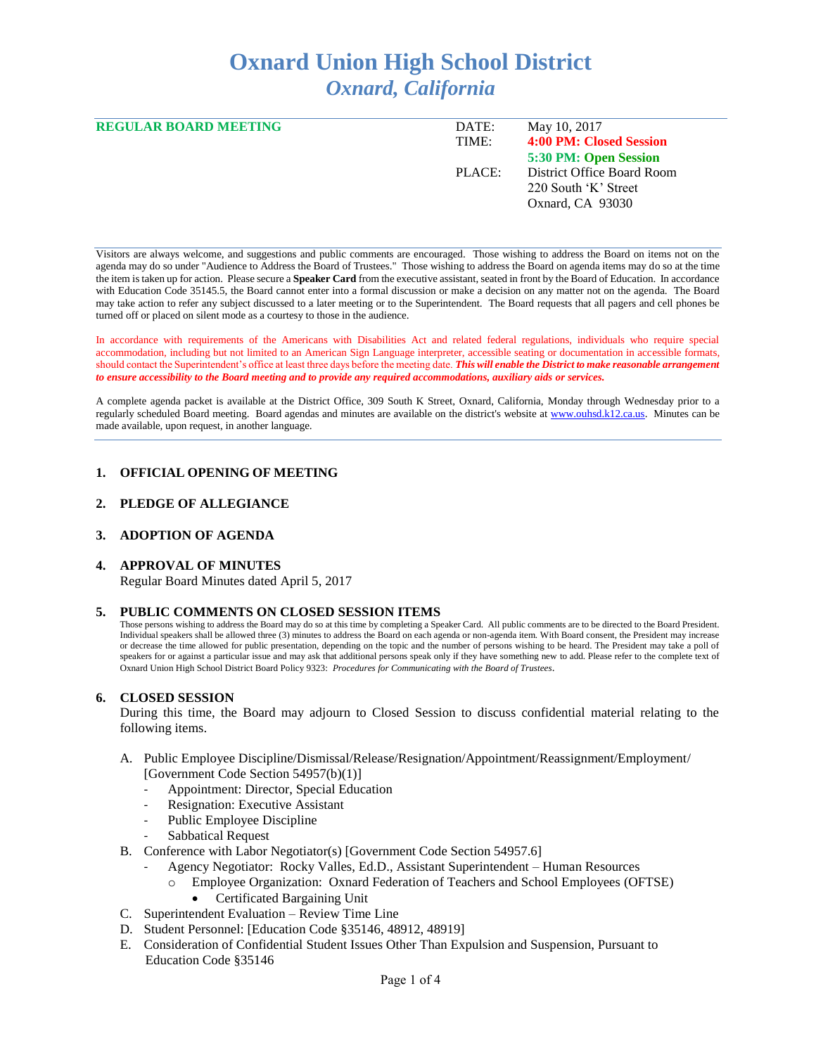# Oxnard Union High School District
## *Oxnard, California*

**REGULAR BOARD MEETING**

| | |
|---|---|
| DATE: | May 10, 2017 |
| TIME: | **4:00 PM: Closed Session** |
| | **5:30 PM: Open Session** |
| PLACE: | District Office Board Room |
| | 220 South 'K' Street |
| | Oxnard, CA 93030 |

Visitors are always welcome, and suggestions and public comments are encouraged. Those wishing to address the Board on items not on the agenda may do so under "Audience to Address the Board of Trustees." Those wishing to address the Board on agenda items may do so at the time the item is taken up for action. Please secure a **Speaker Card** from the executive assistant, seated in front by the Board of Education. In accordance with Education Code 35145.5, the Board cannot enter into a formal discussion or make a decision on any matter not on the agenda. The Board may take action to refer any subject discussed to a later meeting or to the Superintendent. The Board requests that all pagers and cell phones be turned off or placed on silent mode as a courtesy to those in the audience.

In accordance with requirements of the Americans with Disabilities Act and related federal regulations, individuals who require special accommodation, including but not limited to an American Sign Language interpreter, accessible seating or documentation in accessible formats, should contact the Superintendent's office at least three days before the meeting date. ***This will enable the District to make reasonable arrangement to ensure accessibility to the Board meeting and to provide any required accommodations, auxiliary aids or services.***

A complete agenda packet is available at the District Office, 309 South K Street, Oxnard, California, Monday through Wednesday prior to a regularly scheduled Board meeting. Board agendas and minutes are available on the district's website at www.ouhsd.k12.ca.us. Minutes can be made available, upon request, in another language.

### 1. OFFICIAL OPENING OF MEETING

### 2. PLEDGE OF ALLEGIANCE

### 3. ADOPTION OF AGENDA

### 4. APPROVAL OF MINUTES

Regular Board Minutes dated April 5, 2017

### 5. PUBLIC COMMENTS ON CLOSED SESSION ITEMS

Those persons wishing to address the Board may do so at this time by completing a Speaker Card. All public comments are to be directed to the Board President. Individual speakers shall be allowed three (3) minutes to address the Board on each agenda or non-agenda item. With Board consent, the President may increase or decrease the time allowed for public presentation, depending on the topic and the number of persons wishing to be heard. The President may take a poll of speakers for or against a particular issue and may ask that additional persons speak only if they have something new to add. Please refer to the complete text of Oxnard Union High School District Board Policy 9323: *Procedures for Communicating with the Board of Trustees*.

### 6. CLOSED SESSION

During this time, the Board may adjourn to Closed Session to discuss confidential material relating to the following items.

A. Public Employee Discipline/Dismissal/Release/Resignation/Appointment/Reassignment/Employment/ [Government Code Section 54957(b)(1)]
   - Appointment: Director, Special Education
   - Resignation: Executive Assistant
   - Public Employee Discipline
   - Sabbatical Request

B. Conference with Labor Negotiator(s) [Government Code Section 54957.6]
   - Agency Negotiator: Rocky Valles, Ed.D., Assistant Superintendent – Human Resources
     - Employee Organization: Oxnard Federation of Teachers and School Employees (OFTSE)
       - Certificated Bargaining Unit

C. Superintendent Evaluation – Review Time Line

D. Student Personnel: [Education Code §35146, 48912, 48919]

E. Consideration of Confidential Student Issues Other Than Expulsion and Suspension, Pursuant to Education Code §35146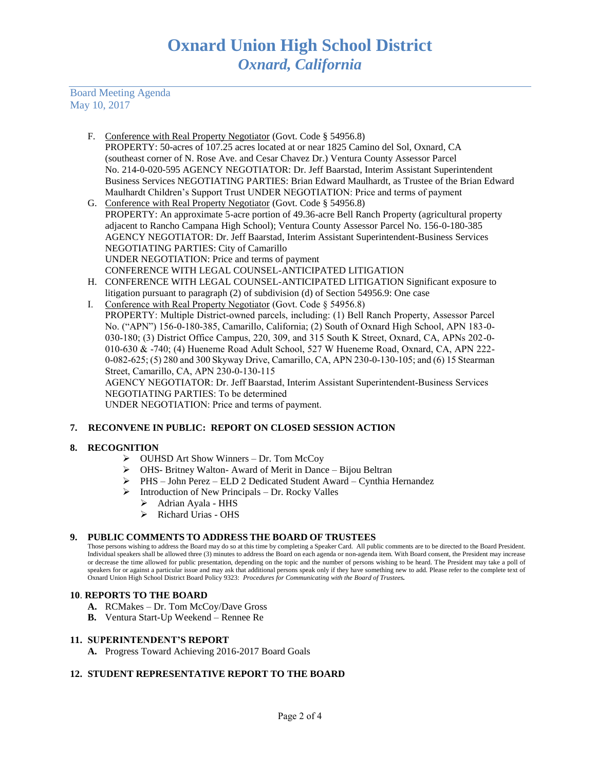Board Meeting Agenda
May 10, 2017

F. Conference with Real Property Negotiator (Govt. Code § 54956.8)
PROPERTY: 50-acres of 107.25 acres located at or near 1825 Camino del Sol, Oxnard, CA (southeast corner of N. Rose Ave. and Cesar Chavez Dr.) Ventura County Assessor Parcel No. 214-0-020-595 AGENCY NEGOTIATOR: Dr. Jeff Baarstad, Interim Assistant Superintendent Business Services NEGOTIATING PARTIES: Brian Edward Maulhardt, as Trustee of the Brian Edward Maulhardt Children's Support Trust UNDER NEGOTIATION: Price and terms of payment

G. Conference with Real Property Negotiator (Govt. Code § 54956.8)
PROPERTY: An approximate 5-acre portion of 49.36-acre Bell Ranch Property (agricultural property adjacent to Rancho Campana High School); Ventura County Assessor Parcel No. 156-0-180-385
AGENCY NEGOTIATOR: Dr. Jeff Baarstad, Interim Assistant Superintendent-Business Services
NEGOTIATING PARTIES: City of Camarillo
UNDER NEGOTIATION: Price and terms of payment
CONFERENCE WITH LEGAL COUNSEL-ANTICIPATED LITIGATION

H. CONFERENCE WITH LEGAL COUNSEL-ANTICIPATED LITIGATION Significant exposure to litigation pursuant to paragraph (2) of subdivision (d) of Section 54956.9: One case

I. Conference with Real Property Negotiator (Govt. Code § 54956.8)
PROPERTY: Multiple District-owned parcels, including: (1) Bell Ranch Property, Assessor Parcel No. ("APN") 156-0-180-385, Camarillo, California; (2) South of Oxnard High School, APN 183-0-030-180; (3) District Office Campus, 220, 309, and 315 South K Street, Oxnard, CA, APNs 202-0-010-630 & -740; (4) Hueneme Road Adult School, 527 W Hueneme Road, Oxnard, CA, APN 222-0-082-625; (5) 280 and 300 Skyway Drive, Camarillo, CA, APN 230-0-130-105; and (6) 15 Stearman Street, Camarillo, CA, APN 230-0-130-115
AGENCY NEGOTIATOR: Dr. Jeff Baarstad, Interim Assistant Superintendent-Business Services
NEGOTIATING PARTIES: To be determined
UNDER NEGOTIATION: Price and terms of payment.

## 7. RECONVENE IN PUBLIC: REPORT ON CLOSED SESSION ACTION

## 8. RECOGNITION

- OUHSD Art Show Winners – Dr. Tom McCoy
- OHS- Britney Walton- Award of Merit in Dance – Bijou Beltran
- PHS – John Perez – ELD 2 Dedicated Student Award – Cynthia Hernandez
- Introduction of New Principals – Dr. Rocky Valles
  - Adrian Ayala - HHS
  - Richard Urias - OHS

## 9. PUBLIC COMMENTS TO ADDRESS THE BOARD OF TRUSTEES

Those persons wishing to address the Board may do so at this time by completing a Speaker Card. All public comments are to be directed to the Board President. Individual speakers shall be allowed three (3) minutes to address the Board on each agenda or non-agenda item. With Board consent, the President may increase or decrease the time allowed for public presentation, depending on the topic and the number of persons wishing to be heard. The President may take a poll of speakers for or against a particular issue and may ask that additional persons speak only if they have something new to add. Please refer to the complete text of Oxnard Union High School District Board Policy 9323: *Procedures for Communicating with the Board of Trustees.*

## 10. REPORTS TO THE BOARD

**A.** RCMakes – Dr. Tom McCoy/Dave Gross
**B.** Ventura Start-Up Weekend – Rennee Re

## 11. SUPERINTENDENT'S REPORT

**A.** Progress Toward Achieving 2016-2017 Board Goals

## 12. STUDENT REPRESENTATIVE REPORT TO THE BOARD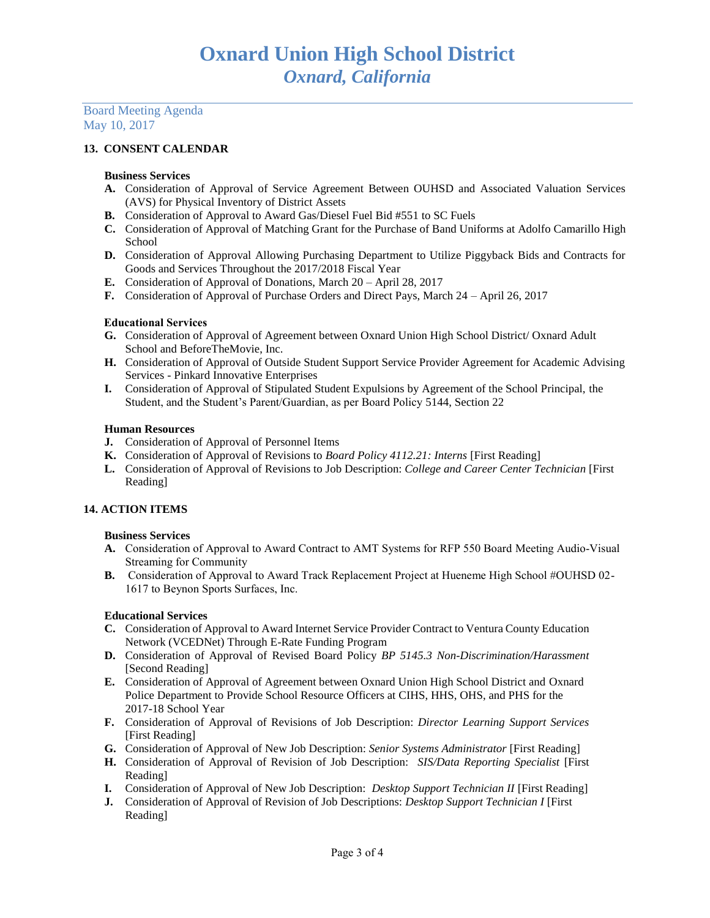# Oxnard Union High School District
## *Oxnard, California*

Board Meeting Agenda
May 10, 2017

### 13. CONSENT CALENDAR

**Business Services**

- **A.** Consideration of Approval of Service Agreement Between OUHSD and Associated Valuation Services (AVS) for Physical Inventory of District Assets
- **B.** Consideration of Approval to Award Gas/Diesel Fuel Bid #551 to SC Fuels
- **C.** Consideration of Approval of Matching Grant for the Purchase of Band Uniforms at Adolfo Camarillo High School
- **D.** Consideration of Approval Allowing Purchasing Department to Utilize Piggyback Bids and Contracts for Goods and Services Throughout the 2017/2018 Fiscal Year
- **E.** Consideration of Approval of Donations, March 20 – April 28, 2017
- **F.** Consideration of Approval of Purchase Orders and Direct Pays, March 24 – April 26, 2017

**Educational Services**

- **G.** Consideration of Approval of Agreement between Oxnard Union High School District/ Oxnard Adult School and BeforeTheMovie, Inc.
- **H.** Consideration of Approval of Outside Student Support Service Provider Agreement for Academic Advising Services - Pinkard Innovative Enterprises
- **I.** Consideration of Approval of Stipulated Student Expulsions by Agreement of the School Principal, the Student, and the Student's Parent/Guardian, as per Board Policy 5144, Section 22

**Human Resources**

- **J.** Consideration of Approval of Personnel Items
- **K.** Consideration of Approval of Revisions to *Board Policy 4112.21: Interns* [First Reading]
- **L.** Consideration of Approval of Revisions to Job Description: *College and Career Center Technician* [First Reading]

### 14. ACTION ITEMS

**Business Services**

- **A.** Consideration of Approval to Award Contract to AMT Systems for RFP 550 Board Meeting Audio-Visual Streaming for Community
- **B.** Consideration of Approval to Award Track Replacement Project at Hueneme High School #OUHSD 02-1617 to Beynon Sports Surfaces, Inc.

**Educational Services**

- **C.** Consideration of Approval to Award Internet Service Provider Contract to Ventura County Education Network (VCEDNet) Through E-Rate Funding Program
- **D.** Consideration of Approval of Revised Board Policy *BP 5145.3 Non-Discrimination/Harassment* [Second Reading]
- **E.** Consideration of Approval of Agreement between Oxnard Union High School District and Oxnard Police Department to Provide School Resource Officers at CIHS, HHS, OHS, and PHS for the 2017-18 School Year
- **F.** Consideration of Approval of Revisions of Job Description: *Director Learning Support Services* [First Reading]
- **G.** Consideration of Approval of New Job Description: *Senior Systems Administrator* [First Reading]
- **H.** Consideration of Approval of Revision of Job Description: *SIS/Data Reporting Specialist* [First Reading]
- **I.** Consideration of Approval of New Job Description: *Desktop Support Technician II* [First Reading]
- **J.** Consideration of Approval of Revision of Job Descriptions: *Desktop Support Technician I* [First Reading]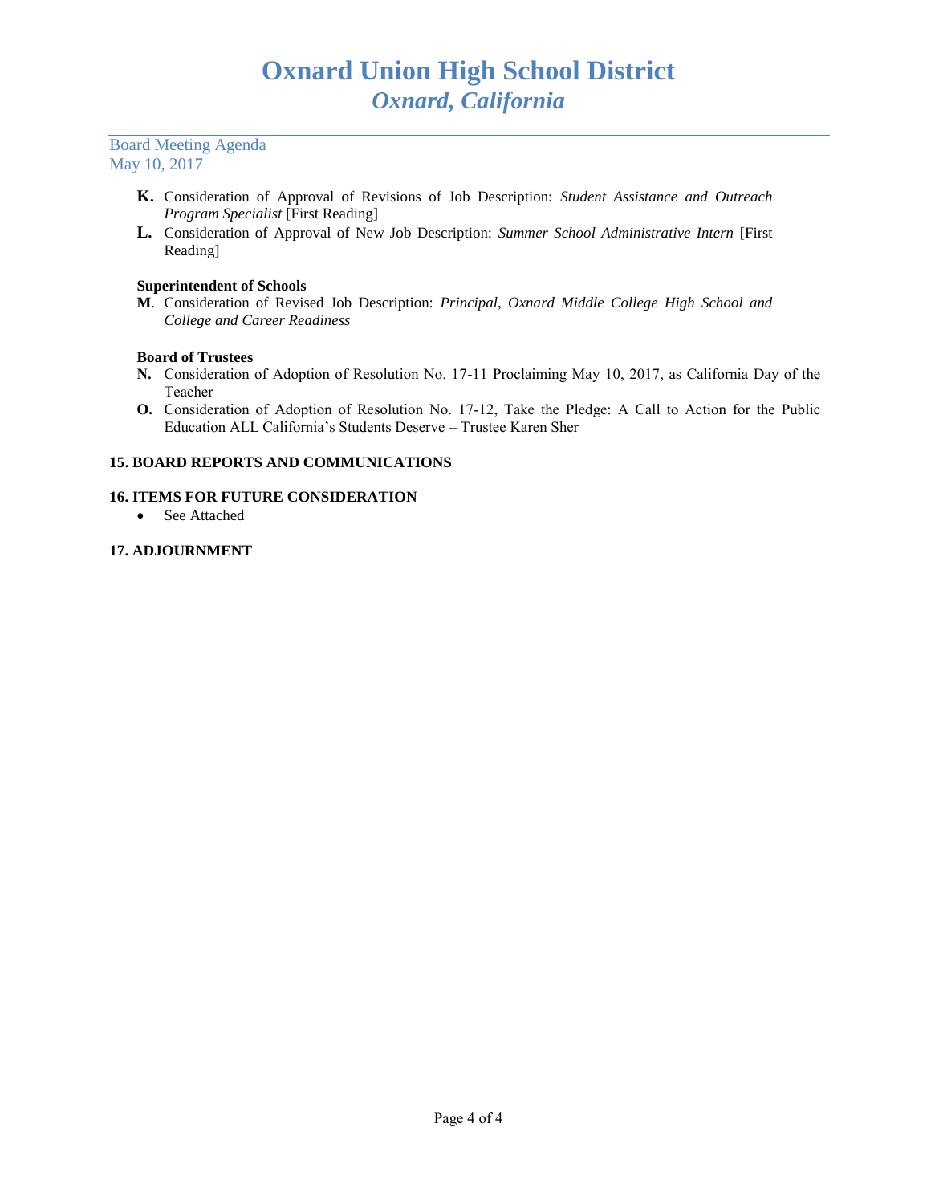**K.** Consideration of Approval of Revisions of Job Description: *Student Assistance and Outreach Program Specialist* [First Reading]

**L.** Consideration of Approval of New Job Description: *Summer School Administrative Intern* [First Reading]

**Superintendent of Schools**

**M**. Consideration of Revised Job Description: *Principal, Oxnard Middle College High School and College and Career Readiness*

**Board of Trustees**

**N.** Consideration of Adoption of Resolution No. 17-11 Proclaiming May 10, 2017, as California Day of the Teacher

**O.** Consideration of Adoption of Resolution No. 17-12, Take the Pledge: A Call to Action for the Public Education ALL California's Students Deserve – Trustee Karen Sher

## 15. BOARD REPORTS AND COMMUNICATIONS

## 16. ITEMS FOR FUTURE CONSIDERATION

- See Attached

## 17. ADJOURNMENT